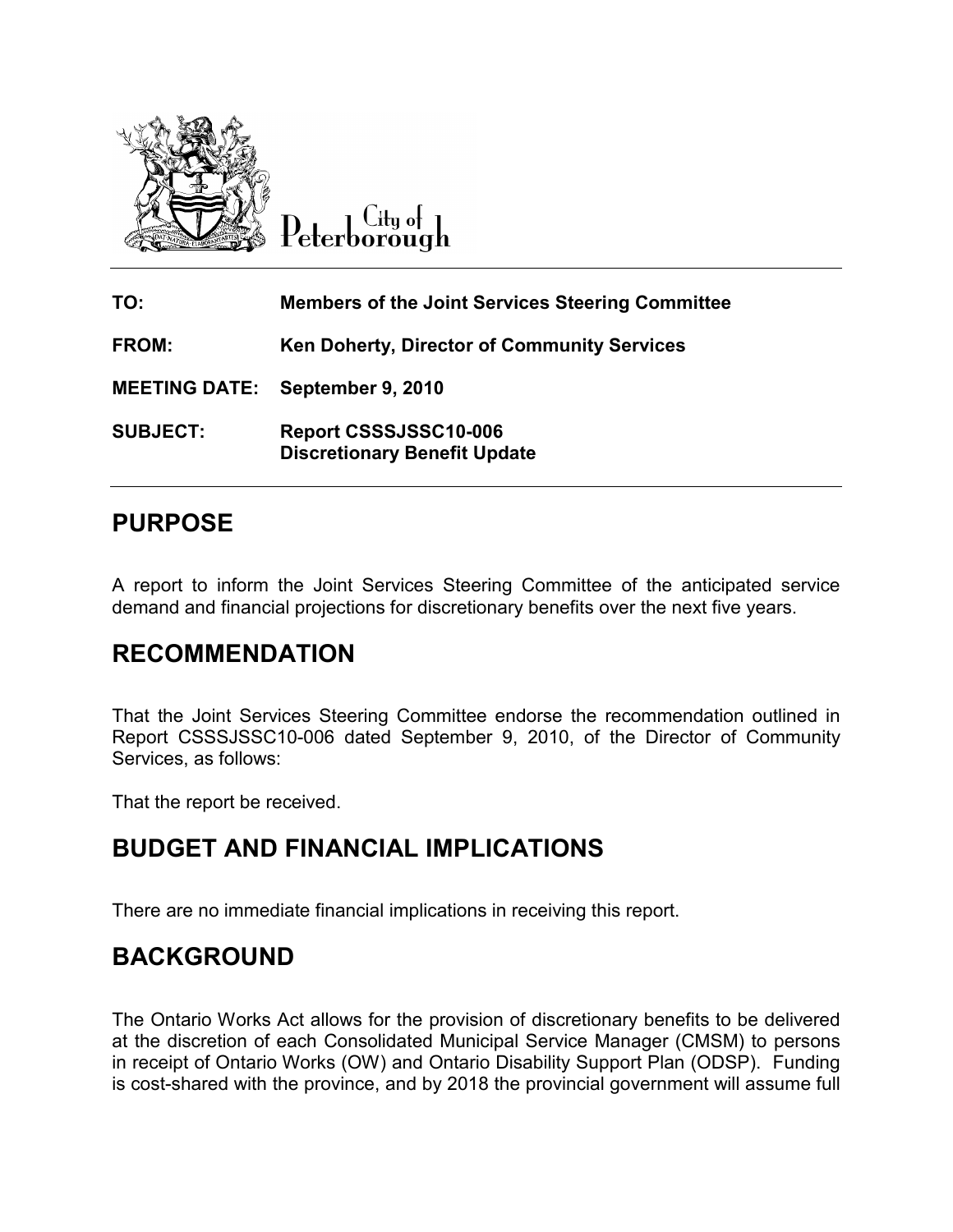City of Peterborough

| | |
|---|---|
| **TO:** | **Members of the Joint Services Steering Committee** |
| **FROM:** | **Ken Doherty, Director of Community Services** |
| **MEETING DATE:** | **September 9, 2010** |
| **SUBJECT:** | **Report CSSSJSSC10-006**<br>**Discretionary Benefit Update** |

## PURPOSE

A report to inform the Joint Services Steering Committee of the anticipated service demand and financial projections for discretionary benefits over the next five years.

## RECOMMENDATION

That the Joint Services Steering Committee endorse the recommendation outlined in Report CSSSJSSC10-006 dated September 9, 2010, of the Director of Community Services, as follows:

That the report be received.

## BUDGET AND FINANCIAL IMPLICATIONS

There are no immediate financial implications in receiving this report.

## BACKGROUND

The Ontario Works Act allows for the provision of discretionary benefits to be delivered at the discretion of each Consolidated Municipal Service Manager (CMSM) to persons in receipt of Ontario Works (OW) and Ontario Disability Support Plan (ODSP). Funding is cost-shared with the province, and by 2018 the provincial government will assume full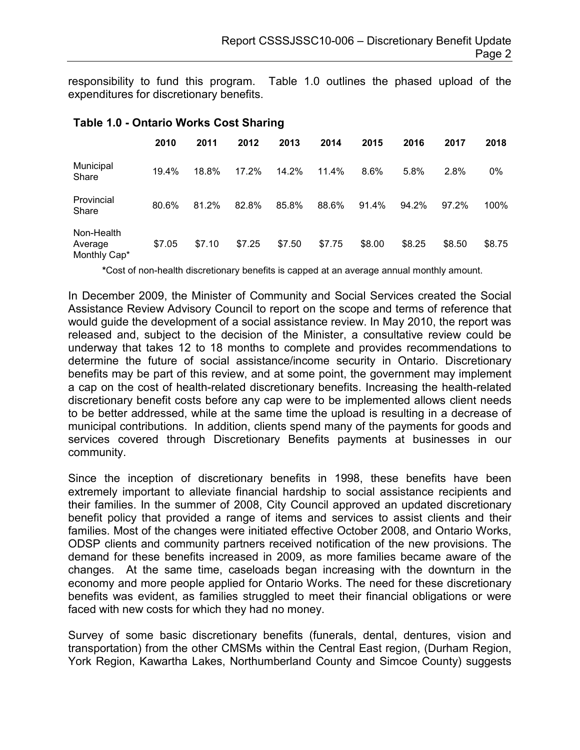responsibility to fund this program. Table 1.0 outlines the phased upload of the expenditures for discretionary benefits.

**Table 1.0 - Ontario Works Cost Sharing**

| | 2010 | 2011 | 2012 | 2013 | 2014 | 2015 | 2016 | 2017 | 2018 |
|---|---|---|---|---|---|---|---|---|---|
| Municipal Share | 19.4% | 18.8% | 17.2% | 14.2% | 11.4% | 8.6% | 5.8% | 2.8% | 0% |
| Provincial Share | 80.6% | 81.2% | 82.8% | 85.8% | 88.6% | 91.4% | 94.2% | 97.2% | 100% |
| Non-Health Average Monthly Cap* | $7.05 | $7.10 | $7.25 | $7.50 | $7.75 | $8.00 | $8.25 | $8.50 | $8.75 |

**\***Cost of non-health discretionary benefits is capped at an average annual monthly amount.

In December 2009, the Minister of Community and Social Services created the Social Assistance Review Advisory Council to report on the scope and terms of reference that would guide the development of a social assistance review. In May 2010, the report was released and, subject to the decision of the Minister, a consultative review could be underway that takes 12 to 18 months to complete and provides recommendations to determine the future of social assistance/income security in Ontario. Discretionary benefits may be part of this review, and at some point, the government may implement a cap on the cost of health-related discretionary benefits. Increasing the health-related discretionary benefit costs before any cap were to be implemented allows client needs to be better addressed, while at the same time the upload is resulting in a decrease of municipal contributions. In addition, clients spend many of the payments for goods and services covered through Discretionary Benefits payments at businesses in our community.

Since the inception of discretionary benefits in 1998, these benefits have been extremely important to alleviate financial hardship to social assistance recipients and their families. In the summer of 2008, City Council approved an updated discretionary benefit policy that provided a range of items and services to assist clients and their families. Most of the changes were initiated effective October 2008, and Ontario Works, ODSP clients and community partners received notification of the new provisions. The demand for these benefits increased in 2009, as more families became aware of the changes. At the same time, caseloads began increasing with the downturn in the economy and more people applied for Ontario Works. The need for these discretionary benefits was evident, as families struggled to meet their financial obligations or were faced with new costs for which they had no money.

Survey of some basic discretionary benefits (funerals, dental, dentures, vision and transportation) from the other CMSMs within the Central East region, (Durham Region, York Region, Kawartha Lakes, Northumberland County and Simcoe County) suggests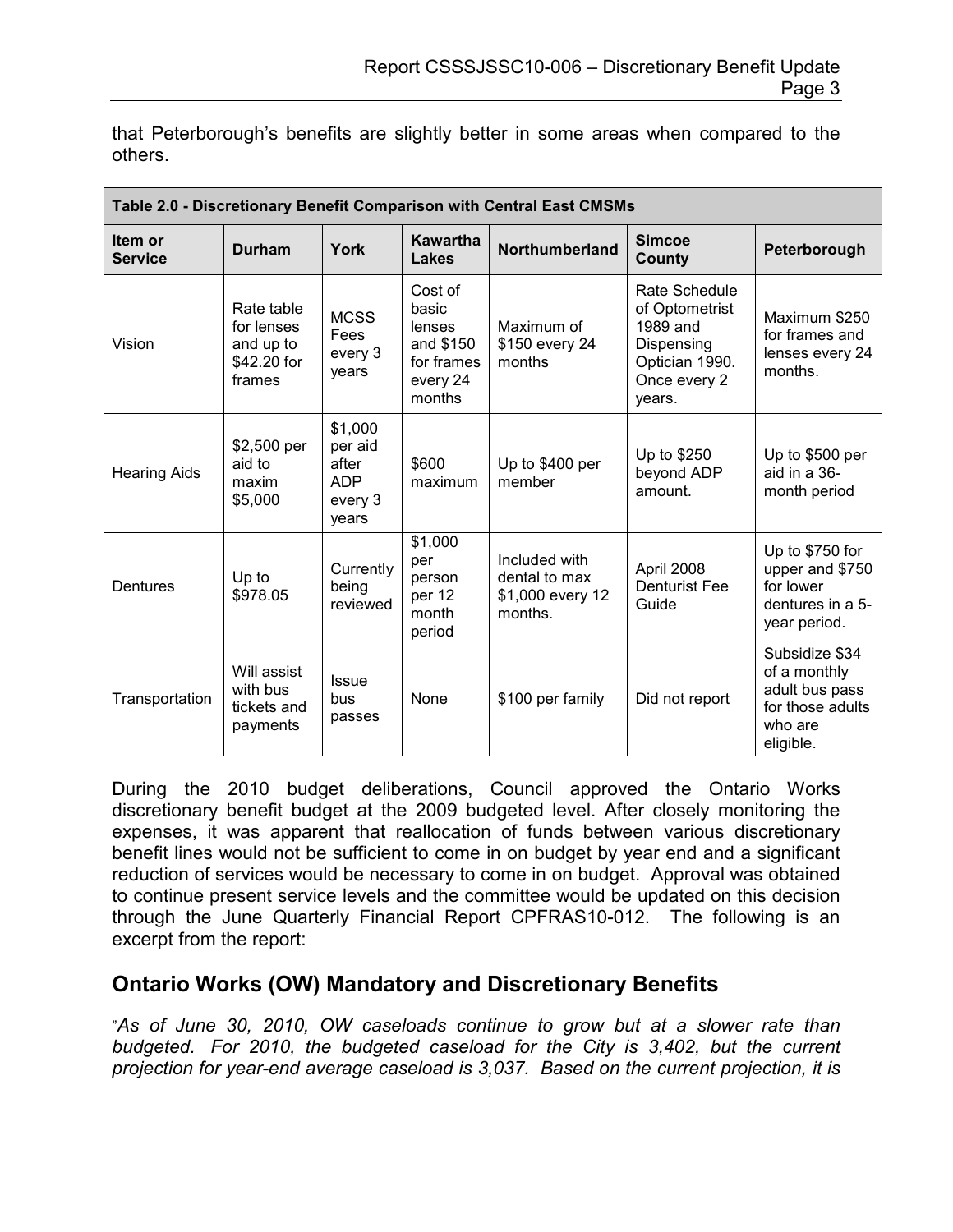that Peterborough's benefits are slightly better in some areas when compared to the others.

| Table 2.0 - Discretionary Benefit Comparison with Central East CMSMs | | | | | | |
|---|---|---|---|---|---|---|
| **Item or Service** | **Durham** | **York** | **Kawartha Lakes** | **Northumberland** | **Simcoe County** | **Peterborough** |
| Vision | Rate table for lenses and up to $42.20 for frames | MCSS Fees every 3 years | Cost of basic lenses and $150 for frames every 24 months | Maximum of $150 every 24 months | Rate Schedule of Optometrist 1989 and Dispensing Optician 1990. Once every 2 years. | Maximum $250 for frames and lenses every 24 months. |
| Hearing Aids | $2,500 per aid to maxim $5,000 | $1,000 per aid after ADP every 3 years | $600 maximum | Up to $400 per member | Up to $250 beyond ADP amount. | Up to $500 per aid in a 36-month period |
| Dentures | Up to $978.05 | Currently being reviewed | $1,000 per person per 12 month period | Included with dental to max $1,000 every 12 months. | April 2008 Denturist Fee Guide | Up to $750 for upper and $750 for lower dentures in a 5-year period. |
| Transportation | Will assist with bus tickets and payments | Issue bus passes | None | $100 per family | Did not report | Subsidize $34 of a monthly adult bus pass for those adults who are eligible. |

During the 2010 budget deliberations, Council approved the Ontario Works discretionary benefit budget at the 2009 budgeted level. After closely monitoring the expenses, it was apparent that reallocation of funds between various discretionary benefit lines would not be sufficient to come in on budget by year end and a significant reduction of services would be necessary to come in on budget. Approval was obtained to continue present service levels and the committee would be updated on this decision through the June Quarterly Financial Report CPFRAS10-012. The following is an excerpt from the report:

## Ontario Works (OW) Mandatory and Discretionary Benefits

"*As of June 30, 2010, OW caseloads continue to grow but at a slower rate than budgeted. For 2010, the budgeted caseload for the City is 3,402, but the current projection for year-end average caseload is 3,037. Based on the current projection, it is*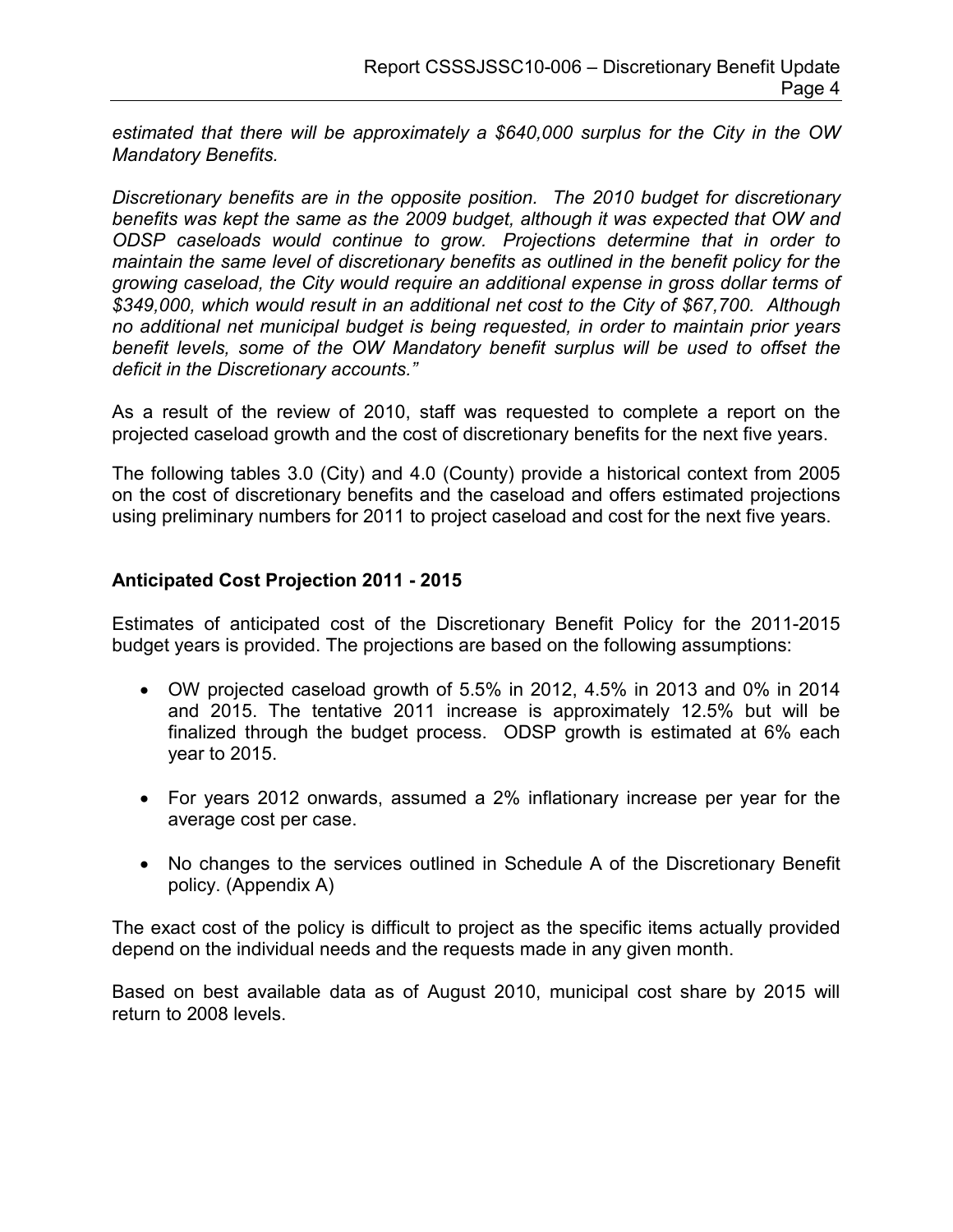*estimated that there will be approximately a $640,000 surplus for the City in the OW Mandatory Benefits.*

*Discretionary benefits are in the opposite position. The 2010 budget for discretionary benefits was kept the same as the 2009 budget, although it was expected that OW and ODSP caseloads would continue to grow. Projections determine that in order to maintain the same level of discretionary benefits as outlined in the benefit policy for the growing caseload, the City would require an additional expense in gross dollar terms of $349,000, which would result in an additional net cost to the City of $67,700. Although no additional net municipal budget is being requested, in order to maintain prior years benefit levels, some of the OW Mandatory benefit surplus will be used to offset the deficit in the Discretionary accounts."*

As a result of the review of 2010, staff was requested to complete a report on the projected caseload growth and the cost of discretionary benefits for the next five years.

The following tables 3.0 (City) and 4.0 (County) provide a historical context from 2005 on the cost of discretionary benefits and the caseload and offers estimated projections using preliminary numbers for 2011 to project caseload and cost for the next five years.

**Anticipated Cost Projection 2011 - 2015**

Estimates of anticipated cost of the Discretionary Benefit Policy for the 2011-2015 budget years is provided. The projections are based on the following assumptions:

- OW projected caseload growth of 5.5% in 2012, 4.5% in 2013 and 0% in 2014 and 2015. The tentative 2011 increase is approximately 12.5% but will be finalized through the budget process. ODSP growth is estimated at 6% each year to 2015.
- For years 2012 onwards, assumed a 2% inflationary increase per year for the average cost per case.
- No changes to the services outlined in Schedule A of the Discretionary Benefit policy. (Appendix A)

The exact cost of the policy is difficult to project as the specific items actually provided depend on the individual needs and the requests made in any given month.

Based on best available data as of August 2010, municipal cost share by 2015 will return to 2008 levels.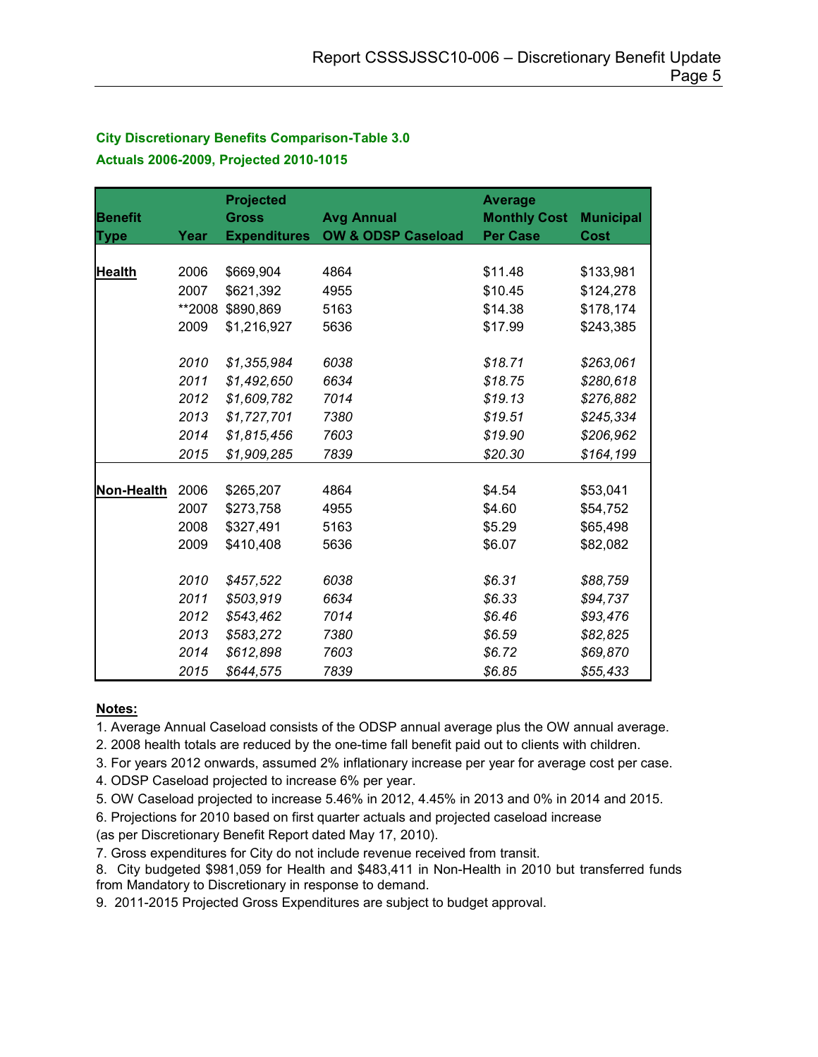**City Discretionary Benefits Comparison-Table 3.0**

**Actuals 2006-2009, Projected 2010-1015**

| Benefit Type | Year | Projected Gross Expenditures | Avg Annual OW & ODSP Caseload | Average Monthly Cost Per Case | Municipal Cost |
|---|---|---|---|---|---|
| **Health** | 2006 | $669,904 | 4864 | $11.48 | $133,981 |
| | 2007 | $621,392 | 4955 | $10.45 | $124,278 |
| | **2008 | $890,869 | 5163 | $14.38 | $178,174 |
| | 2009 | $1,216,927 | 5636 | $17.99 | $243,385 |
| | *2010* | *$1,355,984* | *6038* | *$18.71* | *$263,061* |
| | *2011* | *$1,492,650* | *6634* | *$18.75* | *$280,618* |
| | *2012* | *$1,609,782* | *7014* | *$19.13* | *$276,882* |
| | *2013* | *$1,727,701* | *7380* | *$19.51* | *$245,334* |
| | *2014* | *$1,815,456* | *7603* | *$19.90* | *$206,962* |
| | *2015* | *$1,909,285* | *7839* | *$20.30* | *$164,199* |
| **Non-Health** | 2006 | $265,207 | 4864 | $4.54 | $53,041 |
| | 2007 | $273,758 | 4955 | $4.60 | $54,752 |
| | 2008 | $327,491 | 5163 | $5.29 | $65,498 |
| | 2009 | $410,408 | 5636 | $6.07 | $82,082 |
| | *2010* | *$457,522* | *6038* | *$6.31* | *$88,759* |
| | *2011* | *$503,919* | *6634* | *$6.33* | *$94,737* |
| | *2012* | *$543,462* | *7014* | *$6.46* | *$93,476* |
| | *2013* | *$583,272* | *7380* | *$6.59* | *$82,825* |
| | *2014* | *$612,898* | *7603* | *$6.72* | *$69,870* |
| | *2015* | *$644,575* | *7839* | *$6.85* | *$55,433* |

**Notes:**

1. Average Annual Caseload consists of the ODSP annual average plus the OW annual average.
2. 2008 health totals are reduced by the one-time fall benefit paid out to clients with children.
3. For years 2012 onwards, assumed 2% inflationary increase per year for average cost per case.
4. ODSP Caseload projected to increase 6% per year.
5. OW Caseload projected to increase 5.46% in 2012, 4.45% in 2013 and 0% in 2014 and 2015.
6. Projections for 2010 based on first quarter actuals and projected caseload increase (as per Discretionary Benefit Report dated May 17, 2010).
7. Gross expenditures for City do not include revenue received from transit.
8. City budgeted $981,059 for Health and $483,411 in Non-Health in 2010 but transferred funds from Mandatory to Discretionary in response to demand.
9. 2011-2015 Projected Gross Expenditures are subject to budget approval.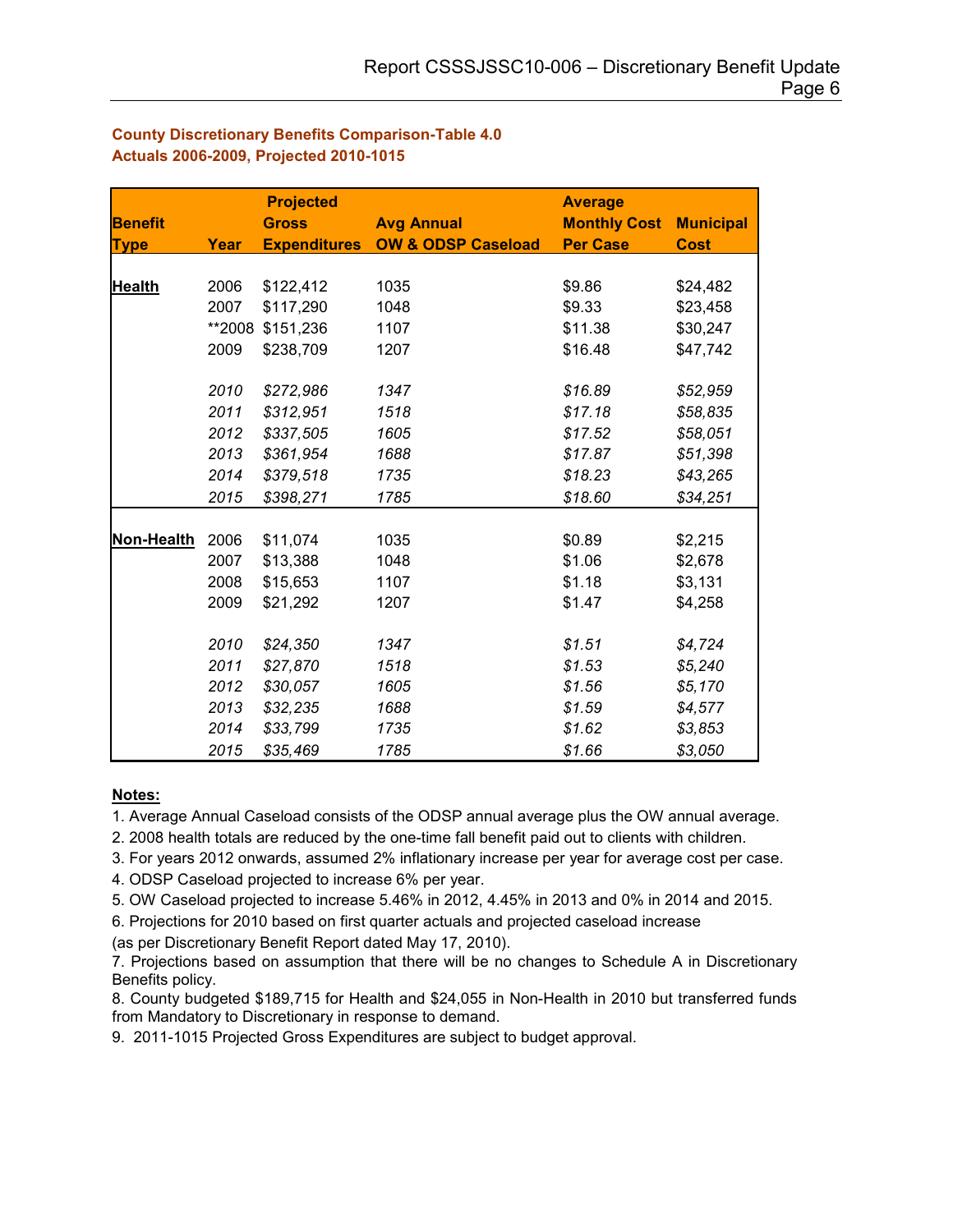**County Discretionary Benefits Comparison-Table 4.0**
**Actuals 2006-2009, Projected 2010-1015**

| Benefit Type | Year | Projected Gross Expenditures | Avg Annual OW & ODSP Caseload | Average Monthly Cost Per Case | Municipal Cost |
|---|---|---|---|---|---|
| **Health** | 2006 | $122,412 | 1035 | $9.86 | $24,482 |
| | 2007 | $117,290 | 1048 | $9.33 | $23,458 |
| | **2008 | $151,236 | 1107 | $11.38 | $30,247 |
| | 2009 | $238,709 | 1207 | $16.48 | $47,742 |
| | *2010* | *$272,986* | *1347* | *$16.89* | *$52,959* |
| | *2011* | *$312,951* | *1518* | *$17.18* | *$58,835* |
| | *2012* | *$337,505* | *1605* | *$17.52* | *$58,051* |
| | *2013* | *$361,954* | *1688* | *$17.87* | *$51,398* |
| | *2014* | *$379,518* | *1735* | *$18.23* | *$43,265* |
| | *2015* | *$398,271* | *1785* | *$18.60* | *$34,251* |
| **Non-Health** | 2006 | $11,074 | 1035 | $0.89 | $2,215 |
| | 2007 | $13,388 | 1048 | $1.06 | $2,678 |
| | 2008 | $15,653 | 1107 | $1.18 | $3,131 |
| | 2009 | $21,292 | 1207 | $1.47 | $4,258 |
| | *2010* | *$24,350* | *1347* | *$1.51* | *$4,724* |
| | *2011* | *$27,870* | *1518* | *$1.53* | *$5,240* |
| | *2012* | *$30,057* | *1605* | *$1.56* | *$5,170* |
| | *2013* | *$32,235* | *1688* | *$1.59* | *$4,577* |
| | *2014* | *$33,799* | *1735* | *$1.62* | *$3,853* |
| | *2015* | *$35,469* | *1785* | *$1.66* | *$3,050* |

**Notes:**

1. Average Annual Caseload consists of the ODSP annual average plus the OW annual average.
2. 2008 health totals are reduced by the one-time fall benefit paid out to clients with children.
3. For years 2012 onwards, assumed 2% inflationary increase per year for average cost per case.
4. ODSP Caseload projected to increase 6% per year.
5. OW Caseload projected to increase 5.46% in 2012, 4.45% in 2013 and 0% in 2014 and 2015.
6. Projections for 2010 based on first quarter actuals and projected caseload increase (as per Discretionary Benefit Report dated May 17, 2010).
7. Projections based on assumption that there will be no changes to Schedule A in Discretionary Benefits policy.
8. County budgeted $189,715 for Health and $24,055 in Non-Health in 2010 but transferred funds from Mandatory to Discretionary in response to demand.
9. 2011-1015 Projected Gross Expenditures are subject to budget approval.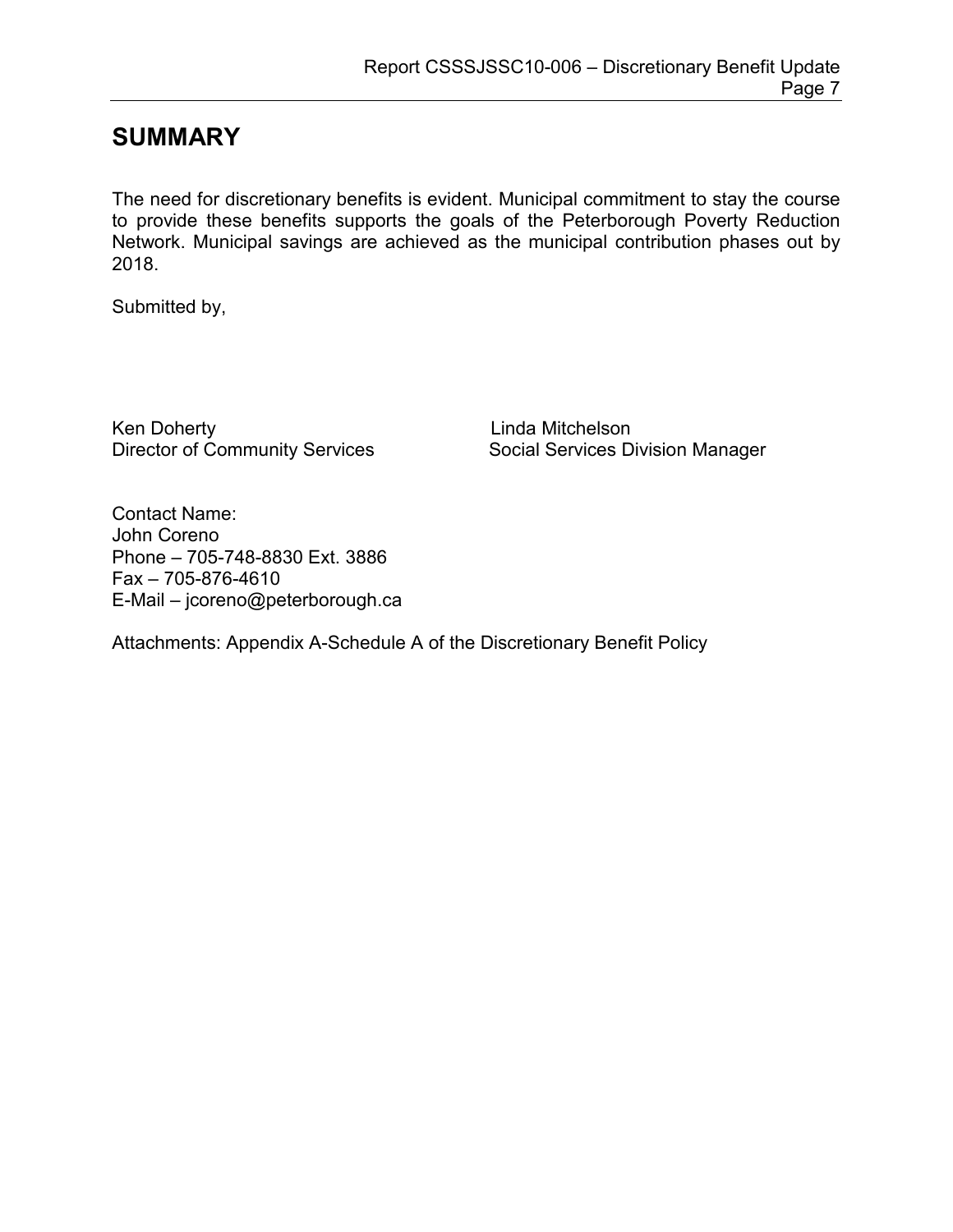## SUMMARY

The need for discretionary benefits is evident. Municipal commitment to stay the course to provide these benefits supports the goals of the Peterborough Poverty Reduction Network. Municipal savings are achieved as the municipal contribution phases out by 2018.

Submitted by,

Ken Doherty
Director of Community Services

Linda Mitchelson
Social Services Division Manager

Contact Name:
John Coreno
Phone – 705-748-8830 Ext. 3886
Fax – 705-876-4610
E-Mail – jcoreno@peterborough.ca

Attachments: Appendix A-Schedule A of the Discretionary Benefit Policy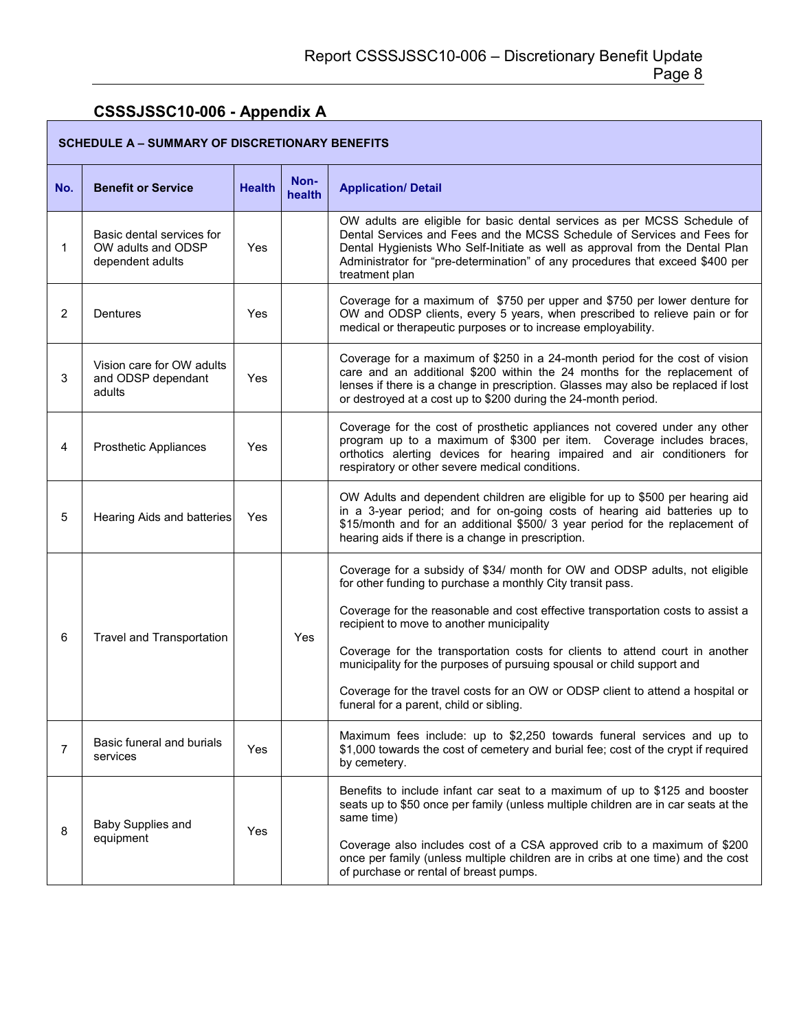## CSSSJSSC10-006 - Appendix A

**SCHEDULE A – SUMMARY OF DISCRETIONARY BENEFITS**

| No. | Benefit or Service | Health | Non-health | Application/ Detail |
|---|---|---|---|---|
| 1 | Basic dental services for OW adults and ODSP dependent adults | Yes | | OW adults are eligible for basic dental services as per MCSS Schedule of Dental Services and Fees and the MCSS Schedule of Services and Fees for Dental Hygienists Who Self-Initiate as well as approval from the Dental Plan Administrator for "pre-determination" of any procedures that exceed $400 per treatment plan |
| 2 | Dentures | Yes | | Coverage for a maximum of $750 per upper and $750 per lower denture for OW and ODSP clients, every 5 years, when prescribed to relieve pain or for medical or therapeutic purposes or to increase employability. |
| 3 | Vision care for OW adults and ODSP dependant adults | Yes | | Coverage for a maximum of $250 in a 24-month period for the cost of vision care and an additional $200 within the 24 months for the replacement of lenses if there is a change in prescription. Glasses may also be replaced if lost or destroyed at a cost up to $200 during the 24-month period. |
| 4 | Prosthetic Appliances | Yes | | Coverage for the cost of prosthetic appliances not covered under any other program up to a maximum of $300 per item. Coverage includes braces, orthotics alerting devices for hearing impaired and air conditioners for respiratory or other severe medical conditions. |
| 5 | Hearing Aids and batteries | Yes | | OW Adults and dependent children are eligible for up to $500 per hearing aid in a 3-year period; and for on-going costs of hearing aid batteries up to $15/month and for an additional $500/ 3 year period for the replacement of hearing aids if there is a change in prescription. |
| 6 | Travel and Transportation | | Yes | Coverage for a subsidy of $34/ month for OW and ODSP adults, not eligible for other funding to purchase a monthly City transit pass.<br><br>Coverage for the reasonable and cost effective transportation costs to assist a recipient to move to another municipality<br><br>Coverage for the transportation costs for clients to attend court in another municipality for the purposes of pursuing spousal or child support and<br><br>Coverage for the travel costs for an OW or ODSP client to attend a hospital or funeral for a parent, child or sibling. |
| 7 | Basic funeral and burials services | Yes | | Maximum fees include: up to $2,250 towards funeral services and up to $1,000 towards the cost of cemetery and burial fee; cost of the crypt if required by cemetery. |
| 8 | Baby Supplies and equipment | Yes | | Benefits to include infant car seat to a maximum of up to $125 and booster seats up to $50 once per family (unless multiple children are in car seats at the same time)<br><br>Coverage also includes cost of a CSA approved crib to a maximum of $200 once per family (unless multiple children are in cribs at one time) and the cost of purchase or rental of breast pumps. |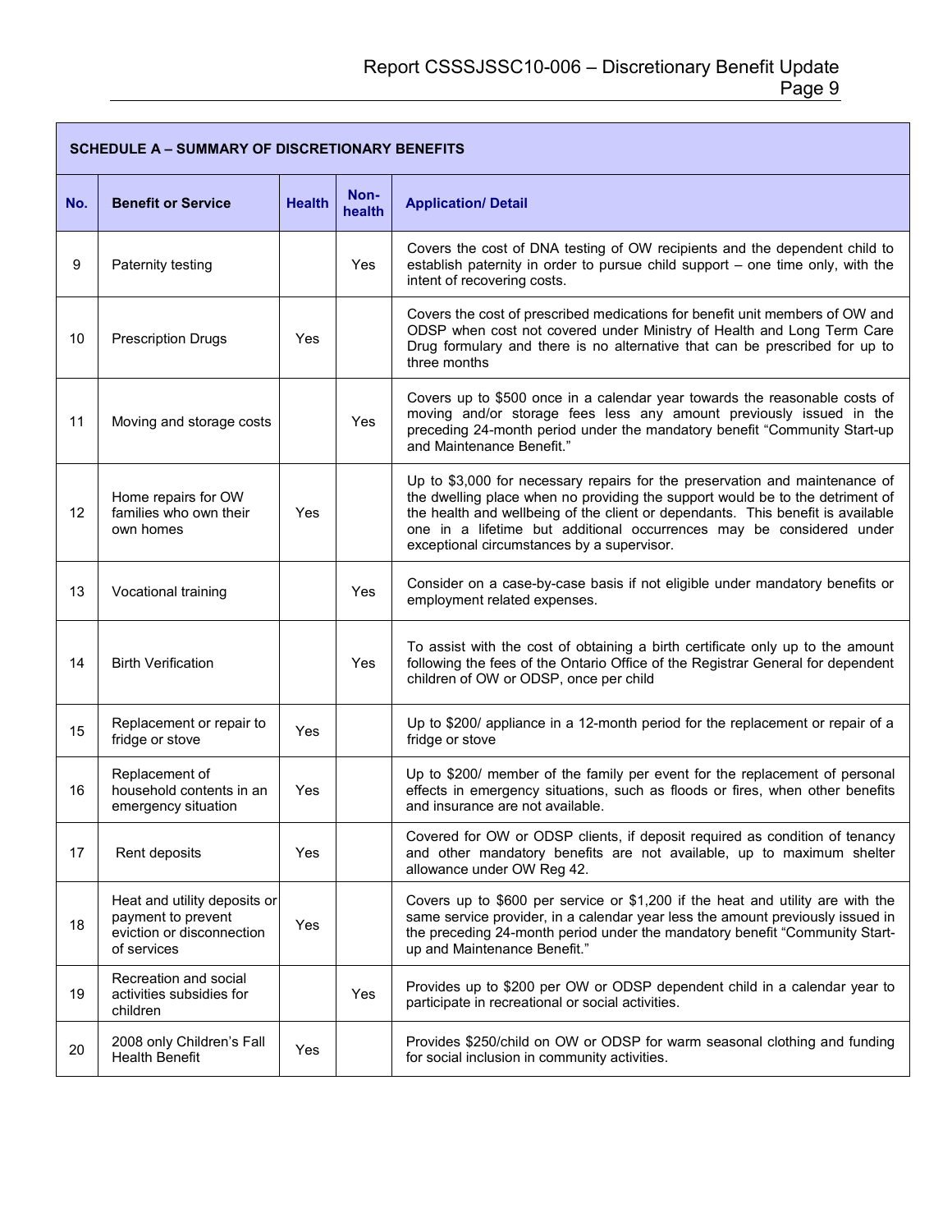**SCHEDULE A – SUMMARY OF DISCRETIONARY BENEFITS**

| No. | Benefit or Service | Health | Non-health | Application/ Detail |
|---|---|---|---|---|
| 9 | Paternity testing | | Yes | Covers the cost of DNA testing of OW recipients and the dependent child to establish paternity in order to pursue child support – one time only, with the intent of recovering costs. |
| 10 | Prescription Drugs | Yes | | Covers the cost of prescribed medications for benefit unit members of OW and ODSP when cost not covered under Ministry of Health and Long Term Care Drug formulary and there is no alternative that can be prescribed for up to three months |
| 11 | Moving and storage costs | | Yes | Covers up to $500 once in a calendar year towards the reasonable costs of moving and/or storage fees less any amount previously issued in the preceding 24-month period under the mandatory benefit "Community Start-up and Maintenance Benefit." |
| 12 | Home repairs for OW families who own their own homes | Yes | | Up to $3,000 for necessary repairs for the preservation and maintenance of the dwelling place when no providing the support would be to the detriment of the health and wellbeing of the client or dependants. This benefit is available one in a lifetime but additional occurrences may be considered under exceptional circumstances by a supervisor. |
| 13 | Vocational training | | Yes | Consider on a case-by-case basis if not eligible under mandatory benefits or employment related expenses. |
| 14 | Birth Verification | | Yes | To assist with the cost of obtaining a birth certificate only up to the amount following the fees of the Ontario Office of the Registrar General for dependent children of OW or ODSP, once per child |
| 15 | Replacement or repair to fridge or stove | Yes | | Up to $200/ appliance in a 12-month period for the replacement or repair of a fridge or stove |
| 16 | Replacement of household contents in an emergency situation | Yes | | Up to $200/ member of the family per event for the replacement of personal effects in emergency situations, such as floods or fires, when other benefits and insurance are not available. |
| 17 | Rent deposits | Yes | | Covered for OW or ODSP clients, if deposit required as condition of tenancy and other mandatory benefits are not available, up to maximum shelter allowance under OW Reg 42. |
| 18 | Heat and utility deposits or payment to prevent eviction or disconnection of services | Yes | | Covers up to $600 per service or $1,200 if the heat and utility are with the same service provider, in a calendar year less the amount previously issued in the preceding 24-month period under the mandatory benefit "Community Start-up and Maintenance Benefit." |
| 19 | Recreation and social activities subsidies for children | | Yes | Provides up to $200 per OW or ODSP dependent child in a calendar year to participate in recreational or social activities. |
| 20 | 2008 only Children's Fall Health Benefit | Yes | | Provides $250/child on OW or ODSP for warm seasonal clothing and funding for social inclusion in community activities. |